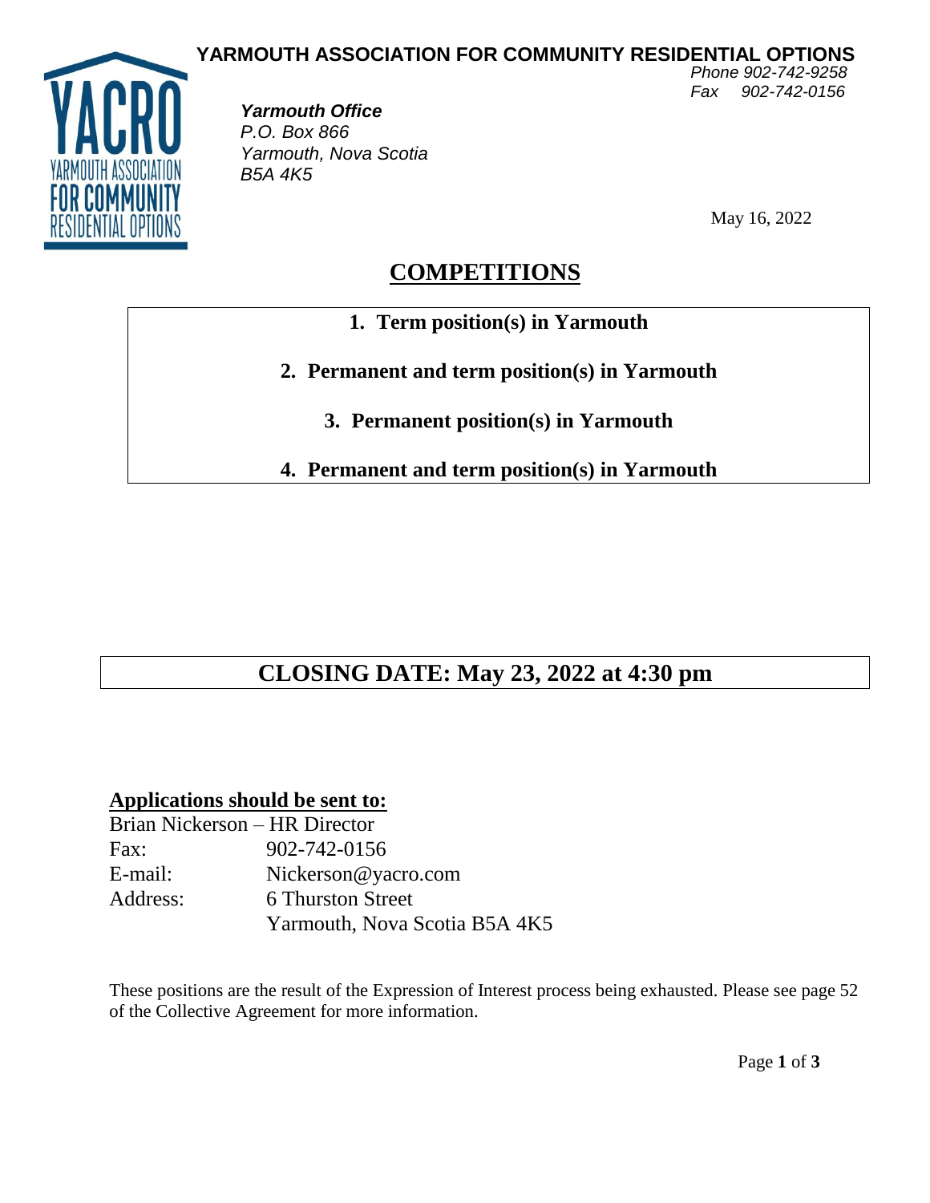# YARMOUTH ASSOCIATION FOR COMMUNITY RESIDENTIAL OPTIONS

*Phone 902-742-9258*
*Fax 902-742-0156*

***Yarmouth Office***
*P.O. Box 866*
*Yarmouth, Nova Scotia*
*B5A 4K5*

May 16, 2022

## COMPETITIONS

1. **Term position(s) in Yarmouth**
2. **Permanent and term position(s) in Yarmouth**
3. **Permanent position(s) in Yarmouth**
4. **Permanent and term position(s) in Yarmouth**

## CLOSING DATE: May 23, 2022 at 4:30 pm

**Applications should be sent to:**

Brian Nickerson – HR Director
Fax: 902-742-0156
E-mail: Nickerson@yacro.com
Address: 6 Thurston Street
Yarmouth, Nova Scotia B5A 4K5

These positions are the result of the Expression of Interest process being exhausted. Please see page 52 of the Collective Agreement for more information.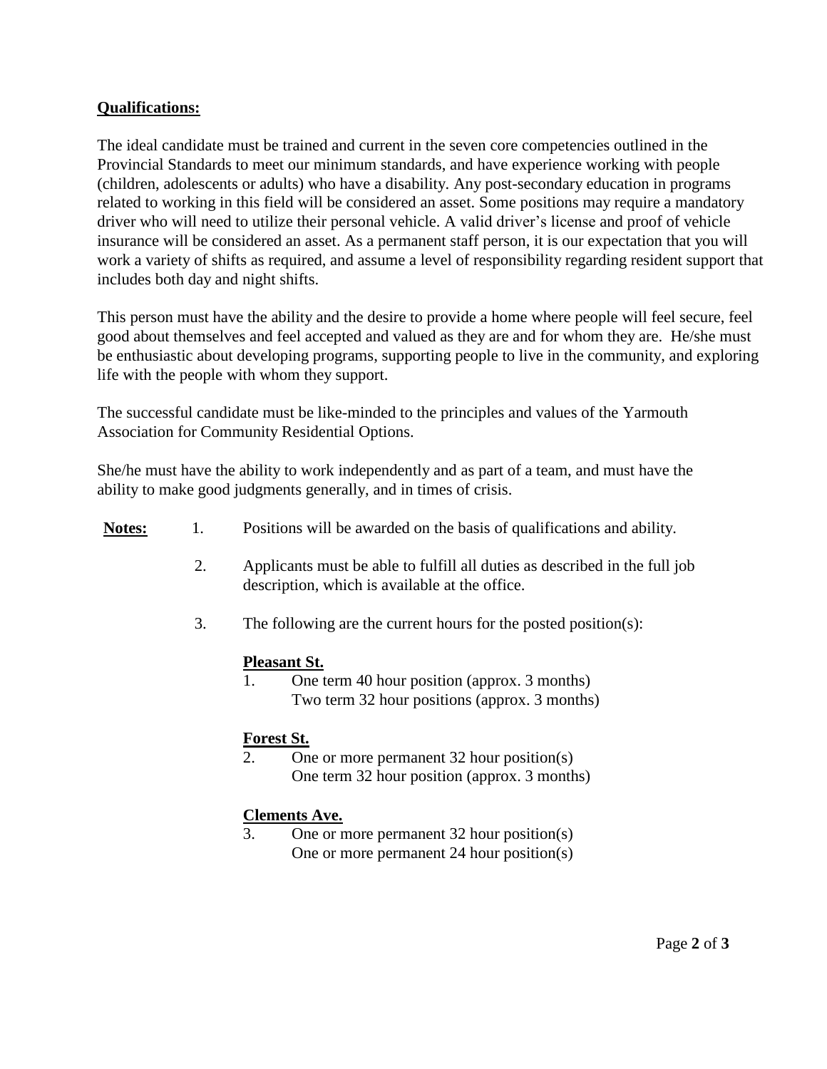**Qualifications:**

The ideal candidate must be trained and current in the seven core competencies outlined in the Provincial Standards to meet our minimum standards, and have experience working with people (children, adolescents or adults) who have a disability. Any post-secondary education in programs related to working in this field will be considered an asset. Some positions may require a mandatory driver who will need to utilize their personal vehicle. A valid driver's license and proof of vehicle insurance will be considered an asset. As a permanent staff person, it is our expectation that you will work a variety of shifts as required, and assume a level of responsibility regarding resident support that includes both day and night shifts.

This person must have the ability and the desire to provide a home where people will feel secure, feel good about themselves and feel accepted and valued as they are and for whom they are. He/she must be enthusiastic about developing programs, supporting people to live in the community, and exploring life with the people with whom they support.

The successful candidate must be like-minded to the principles and values of the Yarmouth Association for Community Residential Options.

She/he must have the ability to work independently and as part of a team, and must have the ability to make good judgments generally, and in times of crisis.

**Notes:**

1. Positions will be awarded on the basis of qualifications and ability.
2. Applicants must be able to fulfill all duties as described in the full job description, which is available at the office.
3. The following are the current hours for the posted position(s):

   **Pleasant St.**
   1. One term 40 hour position (approx. 3 months)
      Two term 32 hour positions (approx. 3 months)

   **Forest St.**
   2. One or more permanent 32 hour position(s)
      One term 32 hour position (approx. 3 months)

   **Clements Ave.**
   3. One or more permanent 32 hour position(s)
      One or more permanent 24 hour position(s)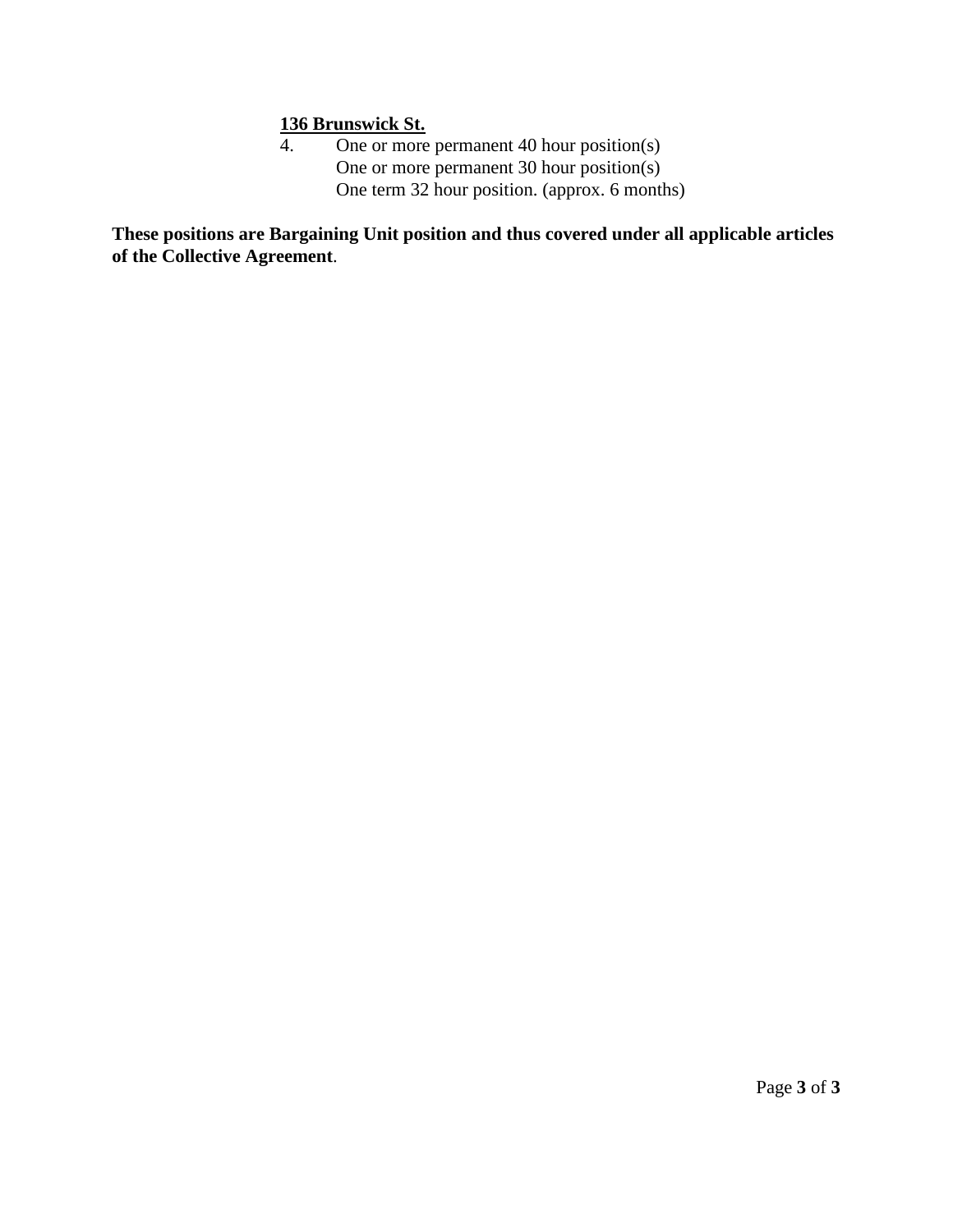**<u>136 Brunswick St.</u>**

4. One or more permanent 40 hour position(s)
   One or more permanent 30 hour position(s)
   One term 32 hour position. (approx. 6 months)

**These positions are Bargaining Unit position and thus covered under all applicable articles of the Collective Agreement**.